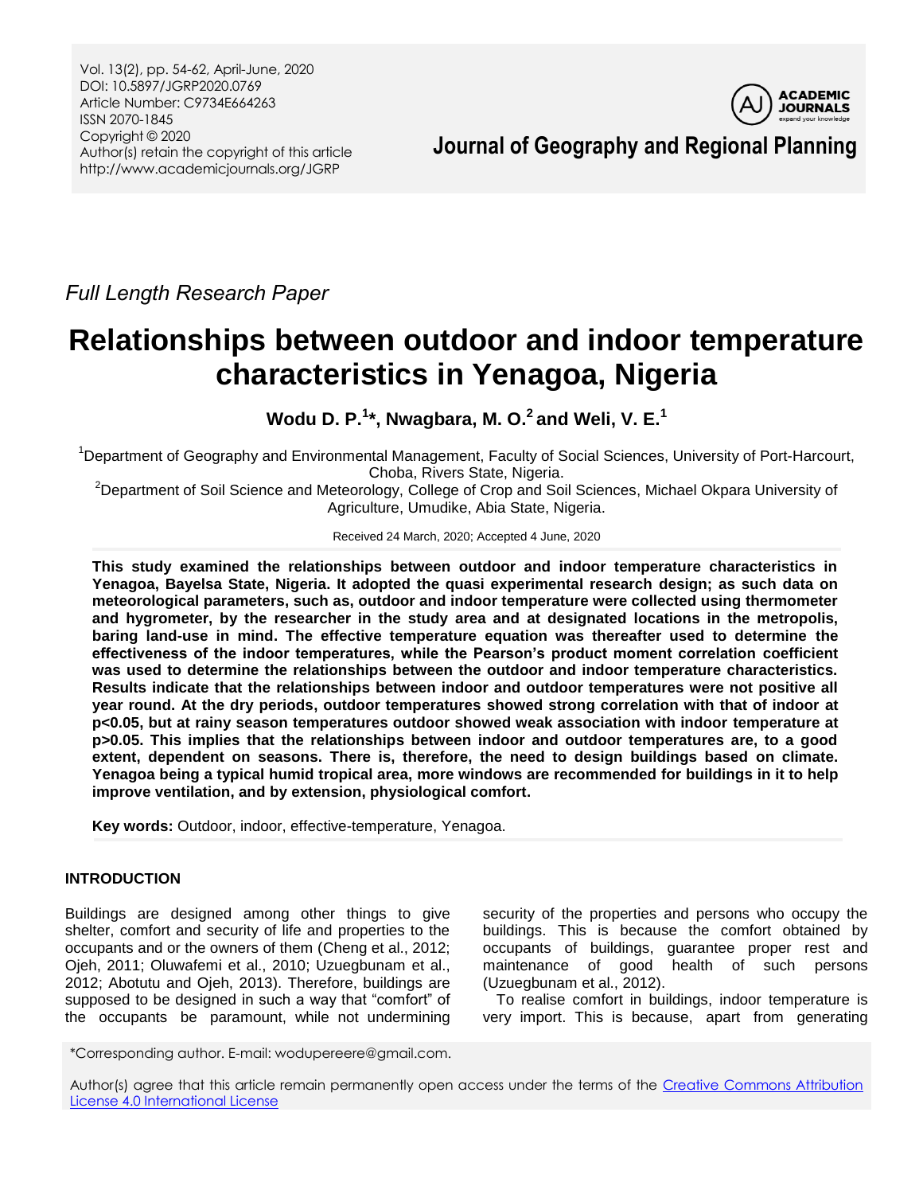*Full Length Research Paper*

# Relationships between outdoor and indoor temperature characteristics in Yenagoa, Nigeria

**Wodu D. P.[1]\*, Nwagbara, M. O.[2] and Weli, V. E.[1]**

[1]Department of Geography and Environmental Management, Faculty of Social Sciences, University of Port-Harcourt, Choba, Rivers State, Nigeria.

[2]Department of Soil Science and Meteorology, College of Crop and Soil Sciences, Michael Okpara University of Agriculture, Umudike, Abia State, Nigeria.

Received 24 March, 2020; Accepted 4 June, 2020

**This study examined the relationships between outdoor and indoor temperature characteristics in Yenagoa, Bayelsa State, Nigeria. It adopted the quasi experimental research design; as such data on meteorological parameters, such as, outdoor and indoor temperature were collected using thermometer and hygrometer, by the researcher in the study area and at designated locations in the metropolis, baring land-use in mind. The effective temperature equation was thereafter used to determine the effectiveness of the indoor temperatures, while the Pearson's product moment correlation coefficient was used to determine the relationships between the outdoor and indoor temperature characteristics. Results indicate that the relationships between indoor and outdoor temperatures were not positive all year round. At the dry periods, outdoor temperatures showed strong correlation with that of indoor at $p<0.05$, but at rainy season temperatures outdoor showed weak association with indoor temperature at $p>0.05$. This implies that the relationships between indoor and outdoor temperatures are, to a good extent, dependent on seasons. There is, therefore, the need to design buildings based on climate. Yenagoa being a typical humid tropical area, more windows are recommended for buildings in it to help improve ventilation, and by extension, physiological comfort.**

**Key words:** Outdoor, indoor, effective-temperature, Yenagoa.

## INTRODUCTION

Buildings are designed among other things to give shelter, comfort and security of life and properties to the occupants and or the owners of them (Cheng et al., 2012; Ojeh, 2011; Oluwafemi et al., 2010; Uzuegbunam et al., 2012; Abotutu and Ojeh, 2013). Therefore, buildings are supposed to be designed in such a way that "comfort" of the occupants be paramount, while not undermining security of the properties and persons who occupy the buildings. This is because the comfort obtained by occupants of buildings, guarantee proper rest and maintenance of good health of such persons (Uzuegbunam et al., 2012).

To realise comfort in buildings, indoor temperature is very import. This is because, apart from generating

\*Corresponding author. E-mail: wodupereere@gmail.com.

Author(s) agree that this article remain permanently open access under the terms of the Creative Commons Attribution License 4.0 International License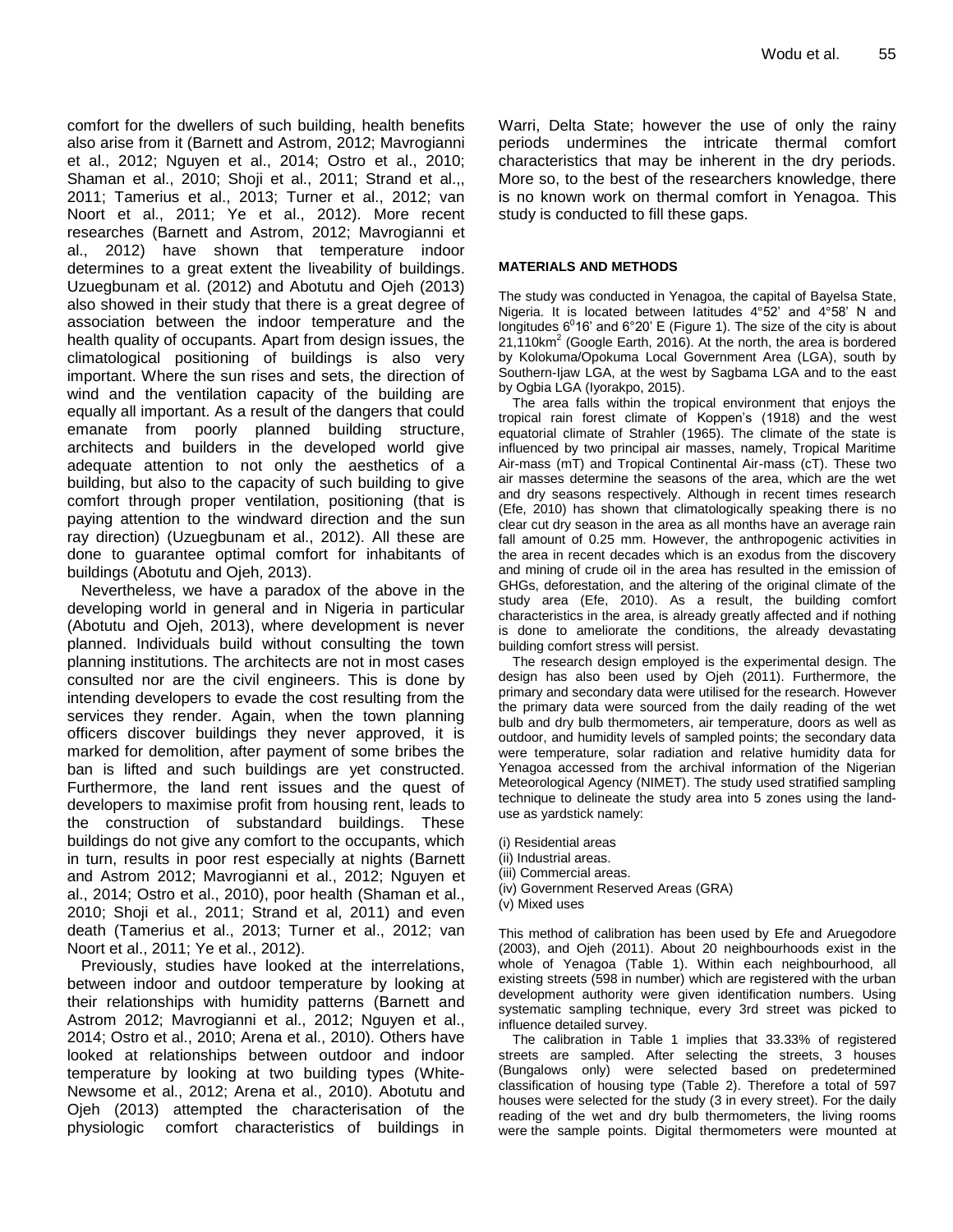comfort for the dwellers of such building, health benefits also arise from it (Barnett and Astrom, 2012; Mavrogianni et al., 2012; Nguyen et al., 2014; Ostro et al., 2010; Shaman et al., 2010; Shoji et al., 2011; Strand et al.,, 2011; Tamerius et al., 2013; Turner et al., 2012; van Noort et al., 2011; Ye et al., 2012). More recent researches (Barnett and Astrom, 2012; Mavrogianni et al., 2012) have shown that temperature indoor determines to a great extent the liveability of buildings. Uzuegbunam et al. (2012) and Abotutu and Ojeh (2013) also showed in their study that there is a great degree of association between the indoor temperature and the health quality of occupants. Apart from design issues, the climatological positioning of buildings is also very important. Where the sun rises and sets, the direction of wind and the ventilation capacity of the building are equally all important. As a result of the dangers that could emanate from poorly planned building structure, architects and builders in the developed world give adequate attention to not only the aesthetics of a building, but also to the capacity of such building to give comfort through proper ventilation, positioning (that is paying attention to the windward direction and the sun ray direction) (Uzuegbunam et al., 2012). All these are done to guarantee optimal comfort for inhabitants of buildings (Abotutu and Ojeh, 2013).

Nevertheless, we have a paradox of the above in the developing world in general and in Nigeria in particular (Abotutu and Ojeh, 2013), where development is never planned. Individuals build without consulting the town planning institutions. The architects are not in most cases consulted nor are the civil engineers. This is done by intending developers to evade the cost resulting from the services they render. Again, when the town planning officers discover buildings they never approved, it is marked for demolition, after payment of some bribes the ban is lifted and such buildings are yet constructed. Furthermore, the land rent issues and the quest of developers to maximise profit from housing rent, leads to the construction of substandard buildings. These buildings do not give any comfort to the occupants, which in turn, results in poor rest especially at nights (Barnett and Astrom 2012; Mavrogianni et al., 2012; Nguyen et al., 2014; Ostro et al., 2010), poor health (Shaman et al., 2010; Shoji et al., 2011; Strand et al, 2011) and even death (Tamerius et al., 2013; Turner et al., 2012; van Noort et al., 2011; Ye et al., 2012).

Previously, studies have looked at the interrelations, between indoor and outdoor temperature by looking at their relationships with humidity patterns (Barnett and Astrom 2012; Mavrogianni et al., 2012; Nguyen et al., 2014; Ostro et al., 2010; Arena et al., 2010). Others have looked at relationships between outdoor and indoor temperature by looking at two building types (White-Newsome et al., 2012; Arena et al., 2010). Abotutu and Ojeh (2013) attempted the characterisation of the physiologic comfort characteristics of buildings in Warri, Delta State; however the use of only the rainy periods undermines the intricate thermal comfort characteristics that may be inherent in the dry periods. More so, to the best of the researchers knowledge, there is no known work on thermal comfort in Yenagoa. This study is conducted to fill these gaps.

## MATERIALS AND METHODS

The study was conducted in Yenagoa, the capital of Bayelsa State, Nigeria. It is located between latitudes 4°52' and 4°58' N and longitudes $6^{0}$16' and 6°20' E (Figure 1). The size of the city is about 21,110km$^2$ (Google Earth, 2016). At the north, the area is bordered by Kolokuma/Opokuma Local Government Area (LGA), south by Southern-Ijaw LGA, at the west by Sagbama LGA and to the east by Ogbia LGA (Iyorakpo, 2015).

The area falls within the tropical environment that enjoys the tropical rain forest climate of Koppen's (1918) and the west equatorial climate of Strahler (1965). The climate of the state is influenced by two principal air masses, namely, Tropical Maritime Air-mass (mT) and Tropical Continental Air-mass (cT). These two air masses determine the seasons of the area, which are the wet and dry seasons respectively. Although in recent times research (Efe, 2010) has shown that climatologically speaking there is no clear cut dry season in the area as all months have an average rain fall amount of 0.25 mm. However, the anthropogenic activities in the area in recent decades which is an exodus from the discovery and mining of crude oil in the area has resulted in the emission of GHGs, deforestation, and the altering of the original climate of the study area (Efe, 2010). As a result, the building comfort characteristics in the area, is already greatly affected and if nothing is done to ameliorate the conditions, the already devastating building comfort stress will persist.

The research design employed is the experimental design. The design has also been used by Ojeh (2011). Furthermore, the primary and secondary data were utilised for the research. However the primary data were sourced from the daily reading of the wet bulb and dry bulb thermometers, air temperature, doors as well as outdoor, and humidity levels of sampled points; the secondary data were temperature, solar radiation and relative humidity data for Yenagoa accessed from the archival information of the Nigerian Meteorological Agency (NIMET). The study used stratified sampling technique to delineate the study area into 5 zones using the land-use as yardstick namely:

(i) Residential areas
(ii) Industrial areas.
(iii) Commercial areas.
(iv) Government Reserved Areas (GRA)
(v) Mixed uses

This method of calibration has been used by Efe and Aruegodore (2003), and Ojeh (2011). About 20 neighbourhoods exist in the whole of Yenagoa (Table 1). Within each neighbourhood, all existing streets (598 in number) which are registered with the urban development authority were given identification numbers. Using systematic sampling technique, every 3rd street was picked to influence detailed survey.

The calibration in Table 1 implies that 33.33% of registered streets are sampled. After selecting the streets, 3 houses (Bungalows only) were selected based on predetermined classification of housing type (Table 2). Therefore a total of 597 houses were selected for the study (3 in every street). For the daily reading of the wet and dry bulb thermometers, the living rooms were the sample points. Digital thermometers were mounted at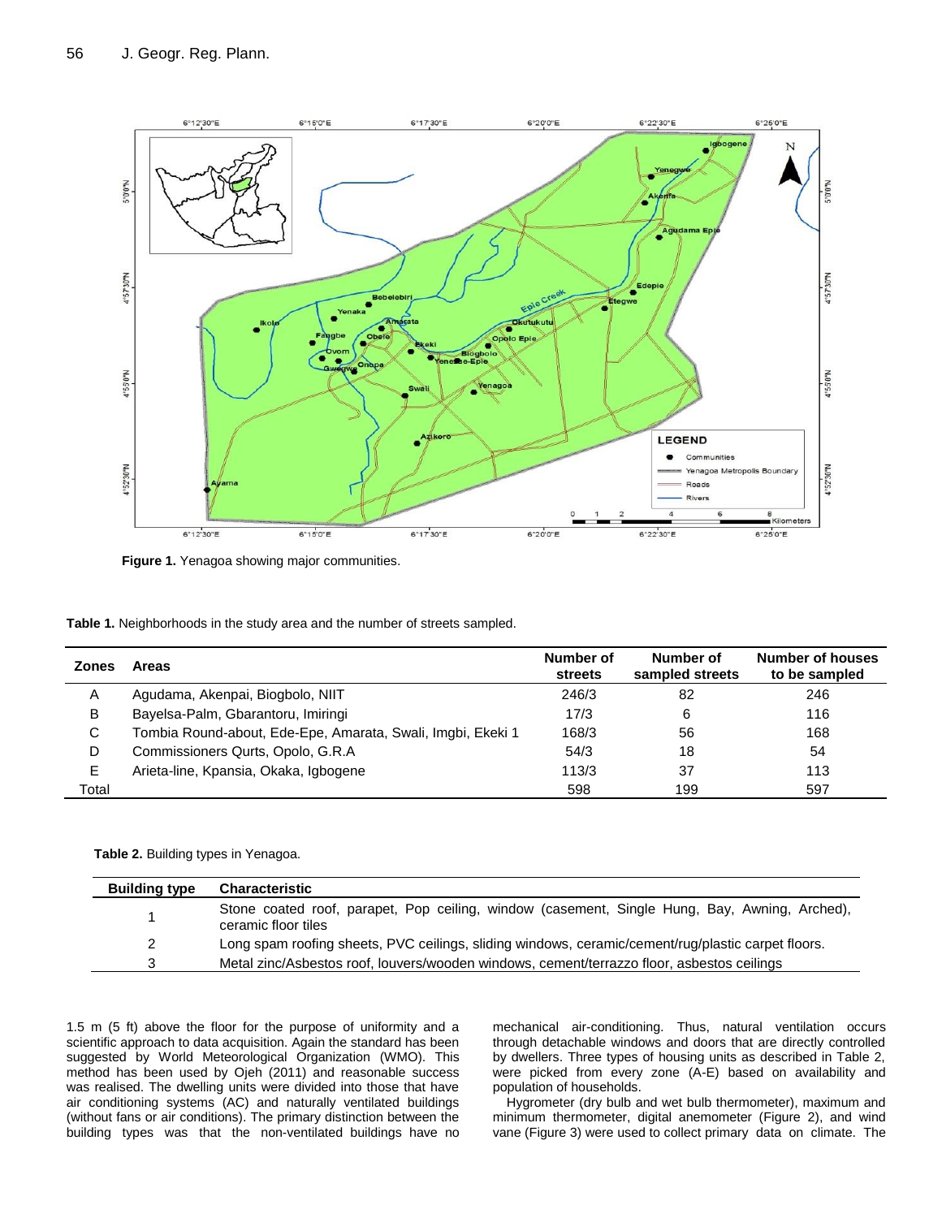Figure 1. Yenagoa showing major communities.

**Table 1.** Neighborhoods in the study area and the number of streets sampled.

| Zones | Areas | Number of streets | Number of sampled streets | Number of houses to be sampled |
|---|---|---|---|---|
| A | Agudama, Akenpai, Biogbolo, NIIT | 246/3 | 82 | 246 |
| B | Bayelsa-Palm, Gbarantoru, Imiringi | 17/3 | 6 | 116 |
| C | Tombia Round-about, Ede-Epe, Amarata, Swali, Imgbi, Ekeki 1 | 168/3 | 56 | 168 |
| D | Commissioners Qurts, Opolo, G.R.A | 54/3 | 18 | 54 |
| E | Arieta-line, Kpansia, Okaka, Igbogene | 113/3 | 37 | 113 |
| Total | | 598 | 199 | 597 |

**Table 2.** Building types in Yenagoa.

| Building type | Characteristic |
|---|---|
| 1 | Stone coated roof, parapet, Pop ceiling, window (casement, Single Hung, Bay, Awning, Arched), ceramic floor tiles |
| 2 | Long spam roofing sheets, PVC ceilings, sliding windows, ceramic/cement/rug/plastic carpet floors. |
| 3 | Metal zinc/Asbestos roof, louvers/wooden windows, cement/terrazzo floor, asbestos ceilings |

1.5 m (5 ft) above the floor for the purpose of uniformity and a scientific approach to data acquisition. Again the standard has been suggested by World Meteorological Organization (WMO). This method has been used by Ojeh (2011) and reasonable success was realised. The dwelling units were divided into those that have air conditioning systems (AC) and naturally ventilated buildings (without fans or air conditions). The primary distinction between the building types was that the non-ventilated buildings have no mechanical air-conditioning. Thus, natural ventilation occurs through detachable windows and doors that are directly controlled by dwellers. Three types of housing units as described in Table 2, were picked from every zone (A-E) based on availability and population of households.

Hygrometer (dry bulb and wet bulb thermometer), maximum and minimum thermometer, digital anemometer (Figure 2), and wind vane (Figure 3) were used to collect primary data on climate. The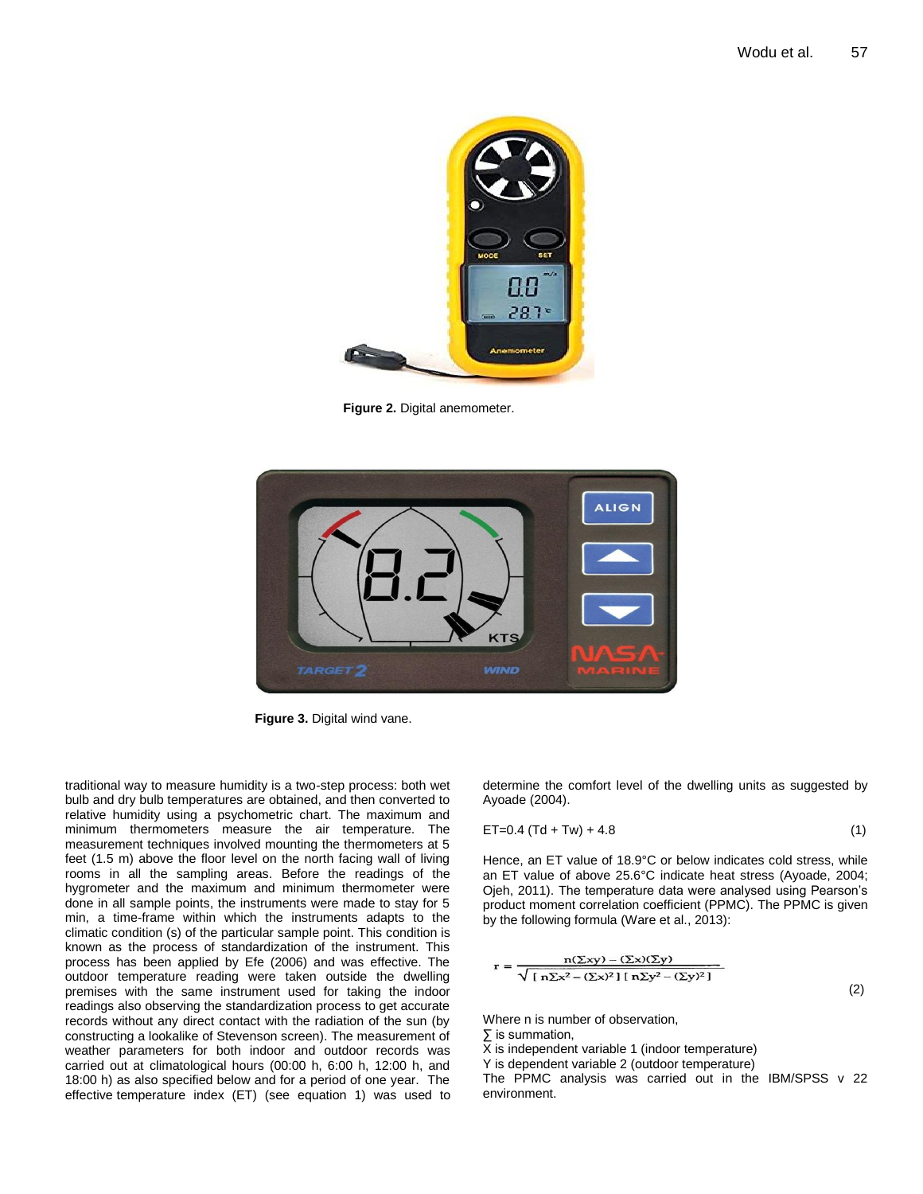Figure 2. Digital anemometer.

Figure 3. Digital wind vane.

traditional way to measure humidity is a two-step process: both wet bulb and dry bulb temperatures are obtained, and then converted to relative humidity using a psychometric chart. The maximum and minimum thermometers measure the air temperature. The measurement techniques involved mounting the thermometers at 5 feet (1.5 m) above the floor level on the north facing wall of living rooms in all the sampling areas. Before the readings of the hygrometer and the maximum and minimum thermometer were done in all sample points, the instruments were made to stay for 5 min, a time-frame within which the instruments adapts to the climatic condition (s) of the particular sample point. This condition is known as the process of standardization of the instrument. This process has been applied by Efe (2006) and was effective. The outdoor temperature reading were taken outside the dwelling premises with the same instrument used for taking the indoor readings also observing the standardization process to get accurate records without any direct contact with the radiation of the sun (by constructing a lookalike of Stevenson screen). The measurement of weather parameters for both indoor and outdoor records was carried out at climatological hours (00:00 h, 6:00 h, 12:00 h, and 18:00 h) as also specified below and for a period of one year. The effective temperature index (ET) (see equation 1) was used to determine the comfort level of the dwelling units as suggested by Ayoade (2004).

$$ET=0.4\ (Td + Tw) + 4.8 \tag{1}$$

Hence, an ET value of 18.9°C or below indicates cold stress, while an ET value of above 25.6°C indicate heat stress (Ayoade, 2004; Ojeh, 2011). The temperature data were analysed using Pearson's product moment correlation coefficient (PPMC). The PPMC is given by the following formula (Ware et al., 2013):

$$r = \frac{n(\sum xy) - (\sum x)(\sum y)}{\sqrt{[n\sum x^2 - (\sum x)^2][n\sum y^2 - (\sum y)^2]}} \tag{2}$$

Where n is number of observation,
∑ is summation,
X is independent variable 1 (indoor temperature)
Y is dependent variable 2 (outdoor temperature)
The PPMC analysis was carried out in the IBM/SPSS v 22 environment.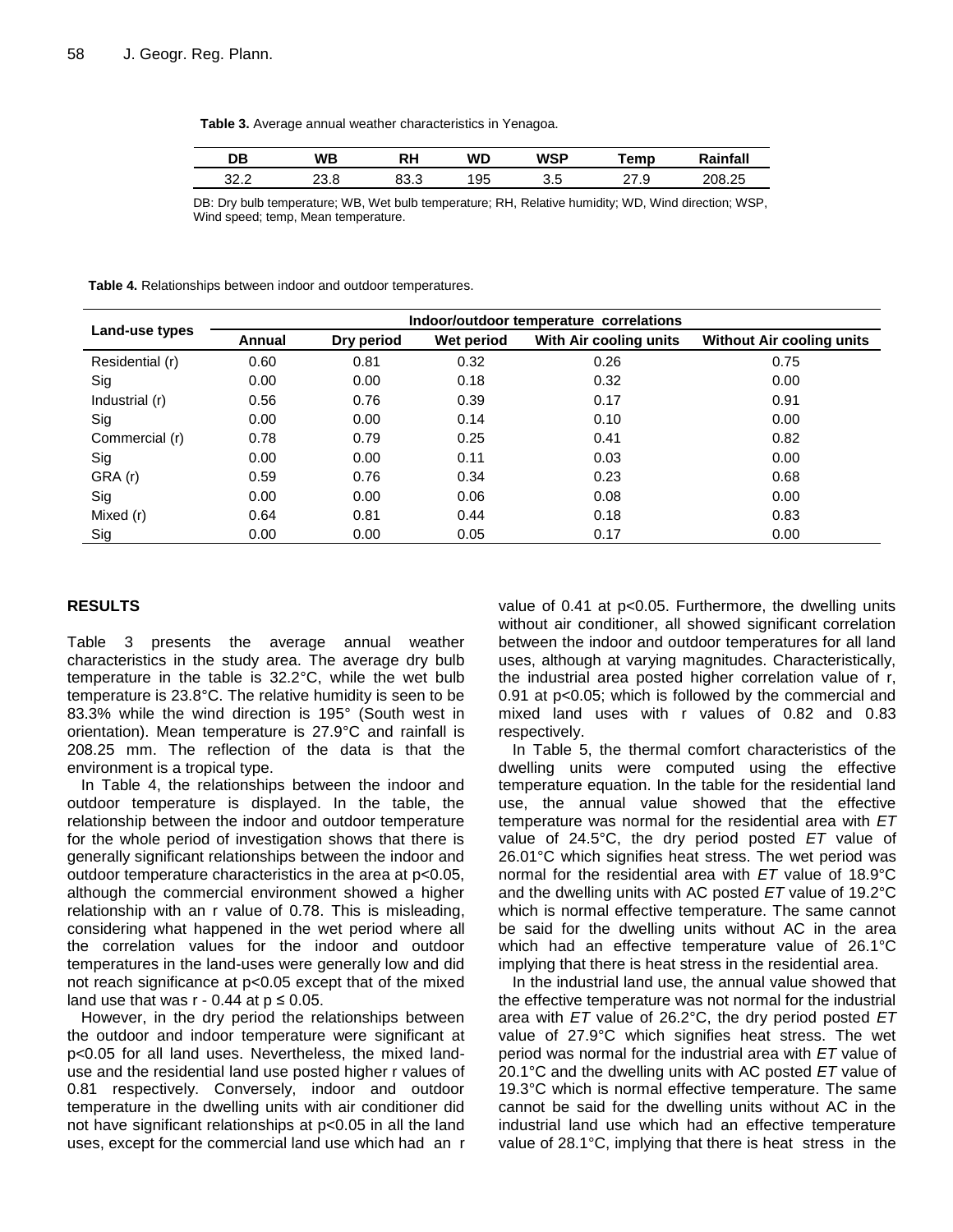**Table 3.** Average annual weather characteristics in Yenagoa.

| DB | WB | RH | WD | WSP | Temp | Rainfall |
|---|---|---|---|---|---|---|
| 32.2 | 23.8 | 83.3 | 195 | 3.5 | 27.9 | 208.25 |

DB: Dry bulb temperature; WB, Wet bulb temperature; RH, Relative humidity; WD, Wind direction; WSP, Wind speed; temp, Mean temperature.

**Table 4.** Relationships between indoor and outdoor temperatures.

| Land-use types | Indoor/outdoor temperature correlations | | | | |
|---|---|---|---|---|---|
| | Annual | Dry period | Wet period | With Air cooling units | Without Air cooling units |
| Residential (r) | 0.60 | 0.81 | 0.32 | 0.26 | 0.75 |
| Sig | 0.00 | 0.00 | 0.18 | 0.32 | 0.00 |
| Industrial (r) | 0.56 | 0.76 | 0.39 | 0.17 | 0.91 |
| Sig | 0.00 | 0.00 | 0.14 | 0.10 | 0.00 |
| Commercial (r) | 0.78 | 0.79 | 0.25 | 0.41 | 0.82 |
| Sig | 0.00 | 0.00 | 0.11 | 0.03 | 0.00 |
| GRA (r) | 0.59 | 0.76 | 0.34 | 0.23 | 0.68 |
| Sig | 0.00 | 0.00 | 0.06 | 0.08 | 0.00 |
| Mixed (r) | 0.64 | 0.81 | 0.44 | 0.18 | 0.83 |
| Sig | 0.00 | 0.00 | 0.05 | 0.17 | 0.00 |

## RESULTS

Table 3 presents the average annual weather characteristics in the study area. The average dry bulb temperature in the table is 32.2°C, while the wet bulb temperature is 23.8°C. The relative humidity is seen to be 83.3% while the wind direction is 195° (South west in orientation). Mean temperature is 27.9°C and rainfall is 208.25 mm. The reflection of the data is that the environment is a tropical type.

In Table 4, the relationships between the indoor and outdoor temperature is displayed. In the table, the relationship between the indoor and outdoor temperature for the whole period of investigation shows that there is generally significant relationships between the indoor and outdoor temperature characteristics in the area at $p<0.05$, although the commercial environment showed a higher relationship with an r value of 0.78. This is misleading, considering what happened in the wet period where all the correlation values for the indoor and outdoor temperatures in the land-uses were generally low and did not reach significance at $p<0.05$ except that of the mixed land use that was r - 0.44 at $p \leq 0.05$.

However, in the dry period the relationships between the outdoor and indoor temperature were significant at $p<0.05$ for all land uses. Nevertheless, the mixed land-use and the residential land use posted higher r values of 0.81 respectively. Conversely, indoor and outdoor temperature in the dwelling units with air conditioner did not have significant relationships at $p<0.05$ in all the land uses, except for the commercial land use which had an r value of 0.41 at $p<0.05$. Furthermore, the dwelling units without air conditioner, all showed significant correlation between the indoor and outdoor temperatures for all land uses, although at varying magnitudes. Characteristically, the industrial area posted higher correlation value of r, 0.91 at $p<0.05$; which is followed by the commercial and mixed land uses with r values of 0.82 and 0.83 respectively.

In Table 5, the thermal comfort characteristics of the dwelling units were computed using the effective temperature equation. In the table for the residential land use, the annual value showed that the effective temperature was normal for the residential area with *ET* value of 24.5°C, the dry period posted *ET* value of 26.01°C which signifies heat stress. The wet period was normal for the residential area with *ET* value of 18.9°C and the dwelling units with AC posted *ET* value of 19.2°C which is normal effective temperature. The same cannot be said for the dwelling units without AC in the area which had an effective temperature value of 26.1°C implying that there is heat stress in the residential area.

In the industrial land use, the annual value showed that the effective temperature was not normal for the industrial area with *ET* value of 26.2°C, the dry period posted *ET* value of 27.9°C which signifies heat stress. The wet period was normal for the industrial area with *ET* value of 20.1°C and the dwelling units with AC posted *ET* value of 19.3°C which is normal effective temperature. The same cannot be said for the dwelling units without AC in the industrial land use which had an effective temperature value of 28.1°C, implying that there is heat stress in the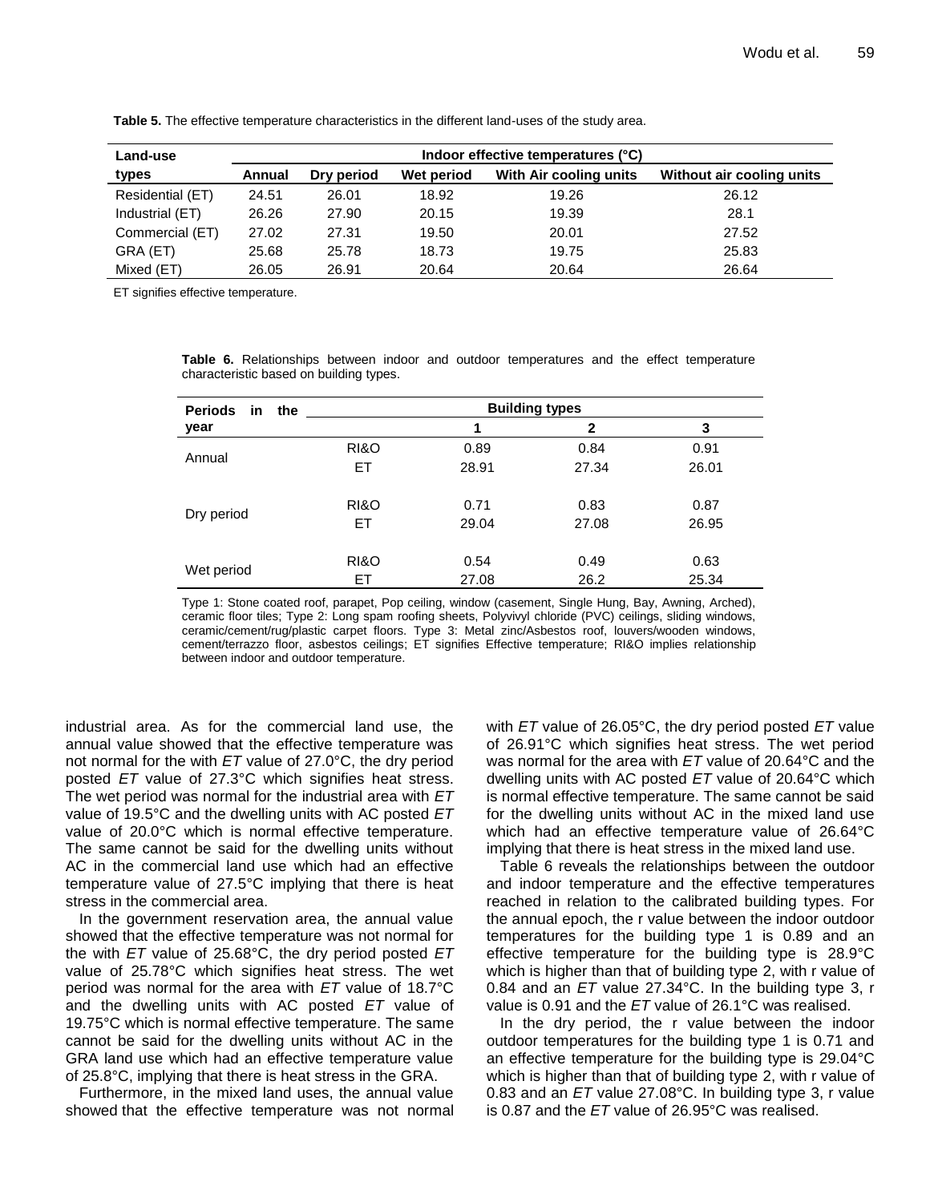**Table 5.** The effective temperature characteristics in the different land-uses of the study area.

| Land-use types | Indoor effective temperatures (°C) | | | | |
|---|---|---|---|---|---|
| | Annual | Dry period | Wet period | With Air cooling units | Without air cooling units |
| Residential (ET) | 24.51 | 26.01 | 18.92 | 19.26 | 26.12 |
| Industrial (ET) | 26.26 | 27.90 | 20.15 | 19.39 | 28.1 |
| Commercial (ET) | 27.02 | 27.31 | 19.50 | 20.01 | 27.52 |
| GRA (ET) | 25.68 | 25.78 | 18.73 | 19.75 | 25.83 |
| Mixed (ET) | 26.05 | 26.91 | 20.64 | 20.64 | 26.64 |

ET signifies effective temperature.

**Table 6.** Relationships between indoor and outdoor temperatures and the effect temperature characteristic based on building types.

| Periods in the year | | Building types | | |
|---|---|---|---|---|
| | | 1 | 2 | 3 |
| Annual | RI&O | 0.89 | 0.84 | 0.91 |
| | ET | 28.91 | 27.34 | 26.01 |
| Dry period | RI&O | 0.71 | 0.83 | 0.87 |
| | ET | 29.04 | 27.08 | 26.95 |
| Wet period | RI&O | 0.54 | 0.49 | 0.63 |
| | ET | 27.08 | 26.2 | 25.34 |

Type 1: Stone coated roof, parapet, Pop ceiling, window (casement, Single Hung, Bay, Awning, Arched), ceramic floor tiles; Type 2: Long spam roofing sheets, Polyvivyl chloride (PVC) ceilings, sliding windows, ceramic/cement/rug/plastic carpet floors. Type 3: Metal zinc/Asbestos roof, louvers/wooden windows, cement/terrazzo floor, asbestos ceilings; ET signifies Effective temperature; RI&O implies relationship between indoor and outdoor temperature.

industrial area. As for the commercial land use, the annual value showed that the effective temperature was not normal for the with *ET* value of 27.0°C, the dry period posted *ET* value of 27.3°C which signifies heat stress. The wet period was normal for the industrial area with *ET* value of 19.5°C and the dwelling units with AC posted *ET* value of 20.0°C which is normal effective temperature. The same cannot be said for the dwelling units without AC in the commercial land use which had an effective temperature value of 27.5°C implying that there is heat stress in the commercial area.

In the government reservation area, the annual value showed that the effective temperature was not normal for the with *ET* value of 25.68°C, the dry period posted *ET* value of 25.78°C which signifies heat stress. The wet period was normal for the area with *ET* value of 18.7°C and the dwelling units with AC posted *ET* value of 19.75°C which is normal effective temperature. The same cannot be said for the dwelling units without AC in the GRA land use which had an effective temperature value of 25.8°C, implying that there is heat stress in the GRA.

Furthermore, in the mixed land uses, the annual value showed that the effective temperature was not normal with *ET* value of 26.05°C, the dry period posted *ET* value of 26.91°C which signifies heat stress. The wet period was normal for the area with *ET* value of 20.64°C and the dwelling units with AC posted *ET* value of 20.64°C which is normal effective temperature. The same cannot be said for the dwelling units without AC in the mixed land use which had an effective temperature value of 26.64°C implying that there is heat stress in the mixed land use.

Table 6 reveals the relationships between the outdoor and indoor temperature and the effective temperatures reached in relation to the calibrated building types. For the annual epoch, the r value between the indoor outdoor temperatures for the building type 1 is 0.89 and an effective temperature for the building type is 28.9°C which is higher than that of building type 2, with r value of 0.84 and an *ET* value 27.34°C. In the building type 3, r value is 0.91 and the *ET* value of 26.1°C was realised.

In the dry period, the r value between the indoor outdoor temperatures for the building type 1 is 0.71 and an effective temperature for the building type is 29.04°C which is higher than that of building type 2, with r value of 0.83 and an *ET* value 27.08°C. In building type 3, r value is 0.87 and the *ET* value of 26.95°C was realised.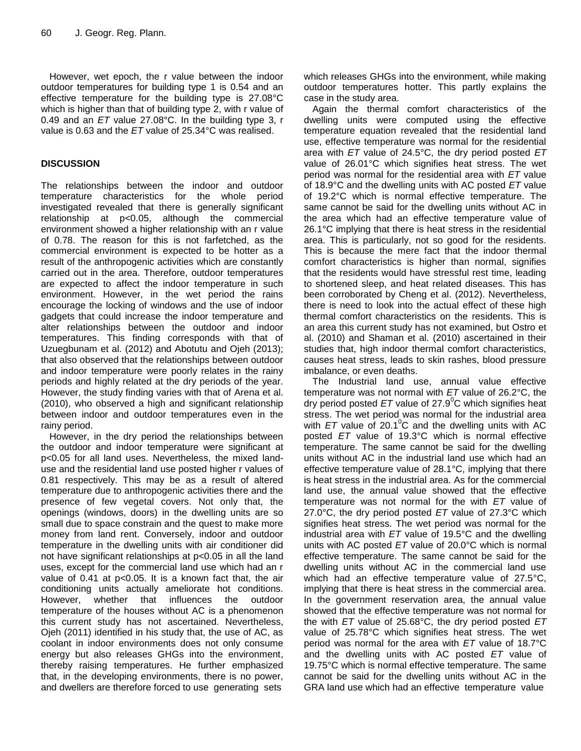However, wet epoch, the r value between the indoor outdoor temperatures for building type 1 is 0.54 and an effective temperature for the building type is 27.08°C which is higher than that of building type 2, with r value of 0.49 and an *ET* value 27.08°C. In the building type 3, r value is 0.63 and the *ET* value of 25.34°C was realised.

## DISCUSSION

The relationships between the indoor and outdoor temperature characteristics for the whole period investigated revealed that there is generally significant relationship at $p<0.05$, although the commercial environment showed a higher relationship with an r value of 0.78. The reason for this is not farfetched, as the commercial environment is expected to be hotter as a result of the anthropogenic activities which are constantly carried out in the area. Therefore, outdoor temperatures are expected to affect the indoor temperature in such environment. However, in the wet period the rains encourage the locking of windows and the use of indoor gadgets that could increase the indoor temperature and alter relationships between the outdoor and indoor temperatures. This finding corresponds with that of Uzuegbunam et al. (2012) and Abotutu and Ojeh (2013); that also observed that the relationships between outdoor and indoor temperature were poorly relates in the rainy periods and highly related at the dry periods of the year. However, the study finding varies with that of Arena et al. (2010), who observed a high and significant relationship between indoor and outdoor temperatures even in the rainy period.

However, in the dry period the relationships between the outdoor and indoor temperature were significant at $p<0.05$ for all land uses. Nevertheless, the mixed land-use and the residential land use posted higher r values of 0.81 respectively. This may be as a result of altered temperature due to anthropogenic activities there and the presence of few vegetal covers. Not only that, the openings (windows, doors) in the dwelling units are so small due to space constrain and the quest to make more money from land rent. Conversely, indoor and outdoor temperature in the dwelling units with air conditioner did not have significant relationships at $p<0.05$ in all the land uses, except for the commercial land use which had an r value of 0.41 at $p<0.05$. It is a known fact that, the air conditioning units actually ameliorate hot conditions. However, whether that influences the outdoor temperature of the houses without AC is a phenomenon this current study has not ascertained. Nevertheless, Ojeh (2011) identified in his study that, the use of AC, as coolant in indoor environments does not only consume energy but also releases GHGs into the environment, thereby raising temperatures. He further emphasized that, in the developing environments, there is no power, and dwellers are therefore forced to use generating sets which releases GHGs into the environment, while making outdoor temperatures hotter. This partly explains the case in the study area.

Again the thermal comfort characteristics of the dwelling units were computed using the effective temperature equation revealed that the residential land use, effective temperature was normal for the residential area with *ET* value of 24.5°C, the dry period posted *ET* value of 26.01°C which signifies heat stress. The wet period was normal for the residential area with *ET* value of 18.9°C and the dwelling units with AC posted *ET* value of 19.2°C which is normal effective temperature. The same cannot be said for the dwelling units without AC in the area which had an effective temperature value of 26.1°C implying that there is heat stress in the residential area. This is particularly, not so good for the residents. This is because the mere fact that the indoor thermal comfort characteristics is higher than normal, signifies that the residents would have stressful rest time, leading to shortened sleep, and heat related diseases. This has been corroborated by Cheng et al. (2012). Nevertheless, there is need to look into the actual effect of these high thermal comfort characteristics on the residents. This is an area this current study has not examined, but Ostro et al. (2010) and Shaman et al. (2010) ascertained in their studies that, high indoor thermal comfort characteristics, causes heat stress, leads to skin rashes, blood pressure imbalance, or even deaths.

The Industrial land use, annual value effective temperature was not normal with *ET* value of 26.2°C, the dry period posted *ET* value of 27.9$^0$C which signifies heat stress. The wet period was normal for the industrial area with *ET* value of 20.1$^0$C and the dwelling units with AC posted *ET* value of 19.3°C which is normal effective temperature. The same cannot be said for the dwelling units without AC in the industrial land use which had an effective temperature value of 28.1°C, implying that there is heat stress in the industrial area. As for the commercial land use, the annual value showed that the effective temperature was not normal for the with *ET* value of 27.0°C, the dry period posted *ET* value of 27.3°C which signifies heat stress. The wet period was normal for the industrial area with *ET* value of 19.5°C and the dwelling units with AC posted *ET* value of 20.0°C which is normal effective temperature. The same cannot be said for the dwelling units without AC in the commercial land use which had an effective temperature value of 27.5°C, implying that there is heat stress in the commercial area. In the government reservation area, the annual value showed that the effective temperature was not normal for the with *ET* value of 25.68°C, the dry period posted *ET* value of 25.78°C which signifies heat stress. The wet period was normal for the area with *ET* value of 18.7°C and the dwelling units with AC posted *ET* value of 19.75°C which is normal effective temperature. The same cannot be said for the dwelling units without AC in the GRA land use which had an effective temperature value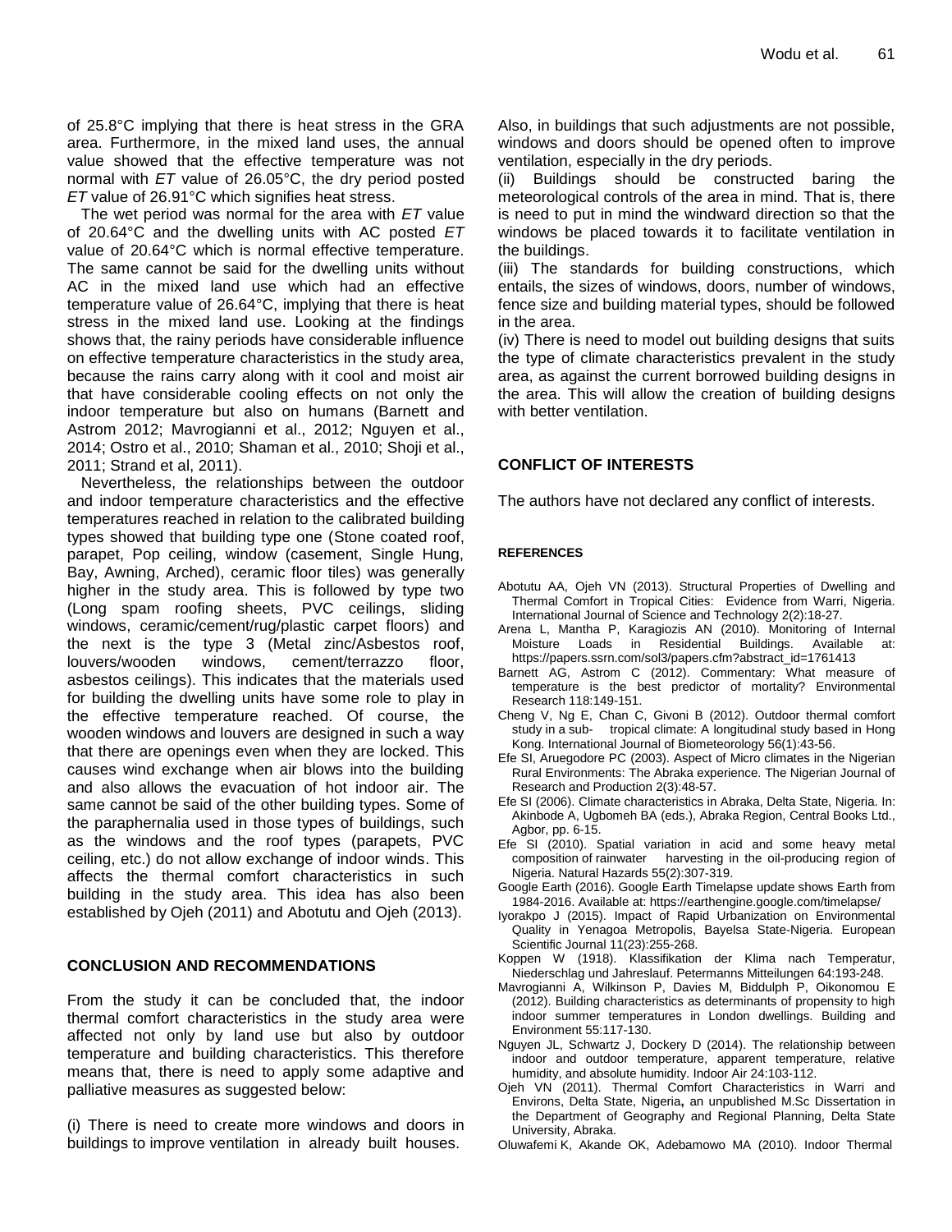of 25.8°C implying that there is heat stress in the GRA area. Furthermore, in the mixed land uses, the annual value showed that the effective temperature was not normal with *ET* value of 26.05°C, the dry period posted *ET* value of 26.91°C which signifies heat stress.

The wet period was normal for the area with *ET* value of 20.64°C and the dwelling units with AC posted *ET* value of 20.64°C which is normal effective temperature. The same cannot be said for the dwelling units without AC in the mixed land use which had an effective temperature value of 26.64°C, implying that there is heat stress in the mixed land use. Looking at the findings shows that, the rainy periods have considerable influence on effective temperature characteristics in the study area, because the rains carry along with it cool and moist air that have considerable cooling effects on not only the indoor temperature but also on humans (Barnett and Astrom 2012; Mavrogianni et al., 2012; Nguyen et al., 2014; Ostro et al., 2010; Shaman et al., 2010; Shoji et al., 2011; Strand et al, 2011).

Nevertheless, the relationships between the outdoor and indoor temperature characteristics and the effective temperatures reached in relation to the calibrated building types showed that building type one (Stone coated roof, parapet, Pop ceiling, window (casement, Single Hung, Bay, Awning, Arched), ceramic floor tiles) was generally higher in the study area. This is followed by type two (Long spam roofing sheets, PVC ceilings, sliding windows, ceramic/cement/rug/plastic carpet floors) and the next is the type 3 (Metal zinc/Asbestos roof, louvers/wooden windows, cement/terrazzo floor, asbestos ceilings). This indicates that the materials used for building the dwelling units have some role to play in the effective temperature reached. Of course, the wooden windows and louvers are designed in such a way that there are openings even when they are locked. This causes wind exchange when air blows into the building and also allows the evacuation of hot indoor air. The same cannot be said of the other building types. Some of the paraphernalia used in those types of buildings, such as the windows and the roof types (parapets, PVC ceiling, etc.) do not allow exchange of indoor winds. This affects the thermal comfort characteristics in such building in the study area. This idea has also been established by Ojeh (2011) and Abotutu and Ojeh (2013).

## CONCLUSION AND RECOMMENDATIONS

From the study it can be concluded that, the indoor thermal comfort characteristics in the study area were affected not only by land use but also by outdoor temperature and building characteristics. This therefore means that, there is need to apply some adaptive and palliative measures as suggested below:

(i) There is need to create more windows and doors in buildings to improve ventilation in already built houses. Also, in buildings that such adjustments are not possible, windows and doors should be opened often to improve ventilation, especially in the dry periods.
(ii) Buildings should be constructed baring the meteorological controls of the area in mind. That is, there is need to put in mind the windward direction so that the windows be placed towards it to facilitate ventilation in the buildings.
(iii) The standards for building constructions, which entails, the sizes of windows, doors, number of windows, fence size and building material types, should be followed in the area.
(iv) There is need to model out building designs that suits the type of climate characteristics prevalent in the study area, as against the current borrowed building designs in the area. This will allow the creation of building designs with better ventilation.

## CONFLICT OF INTERESTS

The authors have not declared any conflict of interests.

## REFERENCES

Abotutu AA, Ojeh VN (2013). Structural Properties of Dwelling and Thermal Comfort in Tropical Cities: Evidence from Warri, Nigeria. International Journal of Science and Technology 2(2):18-27.

Arena L, Mantha P, Karagiozis AN (2010). Monitoring of Internal Moisture Loads in Residential Buildings. Available at: https://papers.ssrn.com/sol3/papers.cfm?abstract_id=1761413

Barnett AG, Astrom C (2012). Commentary: What measure of temperature is the best predictor of mortality? Environmental Research 118:149-151.

Cheng V, Ng E, Chan C, Givoni B (2012). Outdoor thermal comfort study in a sub- tropical climate: A longitudinal study based in Hong Kong. International Journal of Biometeorology 56(1):43-56.

Efe SI, Aruegodore PC (2003). Aspect of Micro climates in the Nigerian Rural Environments: The Abraka experience. The Nigerian Journal of Research and Production 2(3):48-57.

Efe SI (2006). Climate characteristics in Abraka, Delta State, Nigeria. In: Akinbode A, Ugbomeh BA (eds.), Abraka Region, Central Books Ltd., Agbor, pp. 6-15.

Efe SI (2010). Spatial variation in acid and some heavy metal composition of rainwater harvesting in the oil-producing region of Nigeria. Natural Hazards 55(2):307-319.

Google Earth (2016). Google Earth Timelapse update shows Earth from 1984-2016. Available at: https://earthengine.google.com/timelapse/

Iyorakpo J (2015). Impact of Rapid Urbanization on Environmental Quality in Yenagoa Metropolis, Bayelsa State-Nigeria. European Scientific Journal 11(23):255-268.

Koppen W (1918). Klassifikation der Klima nach Temperatur, Niederschlag und Jahreslauf. Petermanns Mitteilungen 64:193-248.

Mavrogianni A, Wilkinson P, Davies M, Biddulph P, Oikonomou E (2012). Building characteristics as determinants of propensity to high indoor summer temperatures in London dwellings. Building and Environment 55:117-130.

Nguyen JL, Schwartz J, Dockery D (2014). The relationship between indoor and outdoor temperature, apparent temperature, relative humidity, and absolute humidity. Indoor Air 24:103-112.

Ojeh VN (2011). Thermal Comfort Characteristics in Warri and Environs, Delta State, Nigeria, an unpublished M.Sc Dissertation in the Department of Geography and Regional Planning, Delta State University, Abraka.

Oluwafemi K, Akande OK, Adebamowo MA (2010). Indoor Thermal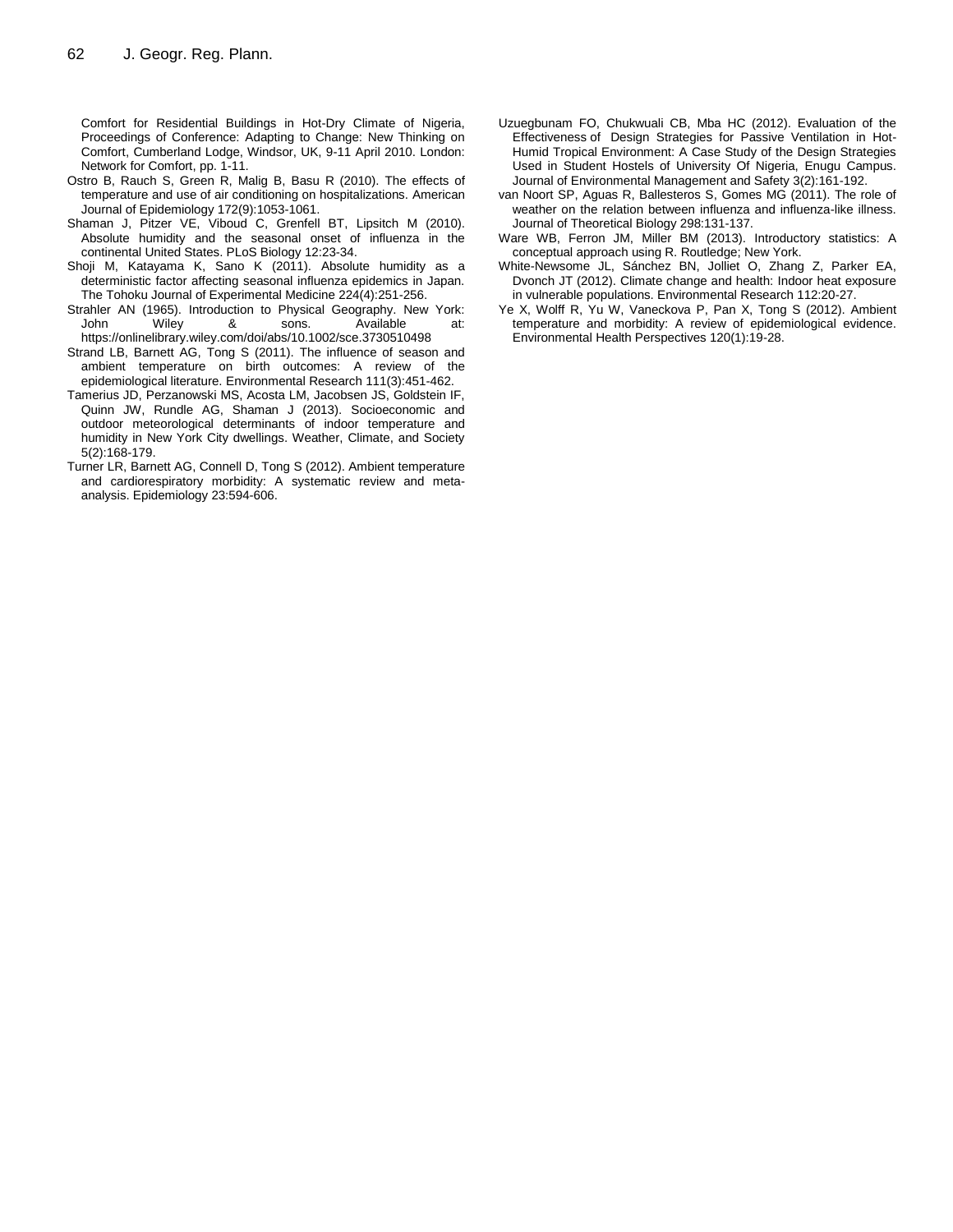Comfort for Residential Buildings in Hot-Dry Climate of Nigeria, Proceedings of Conference: Adapting to Change: New Thinking on Comfort, Cumberland Lodge, Windsor, UK, 9-11 April 2010. London: Network for Comfort, pp. 1-11.

Ostro B, Rauch S, Green R, Malig B, Basu R (2010). The effects of temperature and use of air conditioning on hospitalizations. American Journal of Epidemiology 172(9):1053-1061.

Shaman J, Pitzer VE, Viboud C, Grenfell BT, Lipsitch M (2010). Absolute humidity and the seasonal onset of influenza in the continental United States. PLoS Biology 12:23-34.

Shoji M, Katayama K, Sano K (2011). Absolute humidity as a deterministic factor affecting seasonal influenza epidemics in Japan. The Tohoku Journal of Experimental Medicine 224(4):251-256.

Strahler AN (1965). Introduction to Physical Geography. New York: John Wiley & sons. Available at: https://onlinelibrary.wiley.com/doi/abs/10.1002/sce.3730510498

Strand LB, Barnett AG, Tong S (2011). The influence of season and ambient temperature on birth outcomes: A review of the epidemiological literature. Environmental Research 111(3):451-462.

Tamerius JD, Perzanowski MS, Acosta LM, Jacobsen JS, Goldstein IF, Quinn JW, Rundle AG, Shaman J (2013). Socioeconomic and outdoor meteorological determinants of indoor temperature and humidity in New York City dwellings. Weather, Climate, and Society 5(2):168-179.

Turner LR, Barnett AG, Connell D, Tong S (2012). Ambient temperature and cardiorespiratory morbidity: A systematic review and meta-analysis. Epidemiology 23:594-606.

Uzuegbunam FO, Chukwuali CB, Mba HC (2012). Evaluation of the Effectiveness of Design Strategies for Passive Ventilation in Hot-Humid Tropical Environment: A Case Study of the Design Strategies Used in Student Hostels of University Of Nigeria, Enugu Campus. Journal of Environmental Management and Safety 3(2):161-192.

van Noort SP, Aguas R, Ballesteros S, Gomes MG (2011). The role of weather on the relation between influenza and influenza-like illness. Journal of Theoretical Biology 298:131-137.

Ware WB, Ferron JM, Miller BM (2013). Introductory statistics: A conceptual approach using R. Routledge; New York.

White-Newsome JL, Sánchez BN, Jolliet O, Zhang Z, Parker EA, Dvonch JT (2012). Climate change and health: Indoor heat exposure in vulnerable populations. Environmental Research 112:20-27.

Ye X, Wolff R, Yu W, Vaneckova P, Pan X, Tong S (2012). Ambient temperature and morbidity: A review of epidemiological evidence. Environmental Health Perspectives 120(1):19-28.